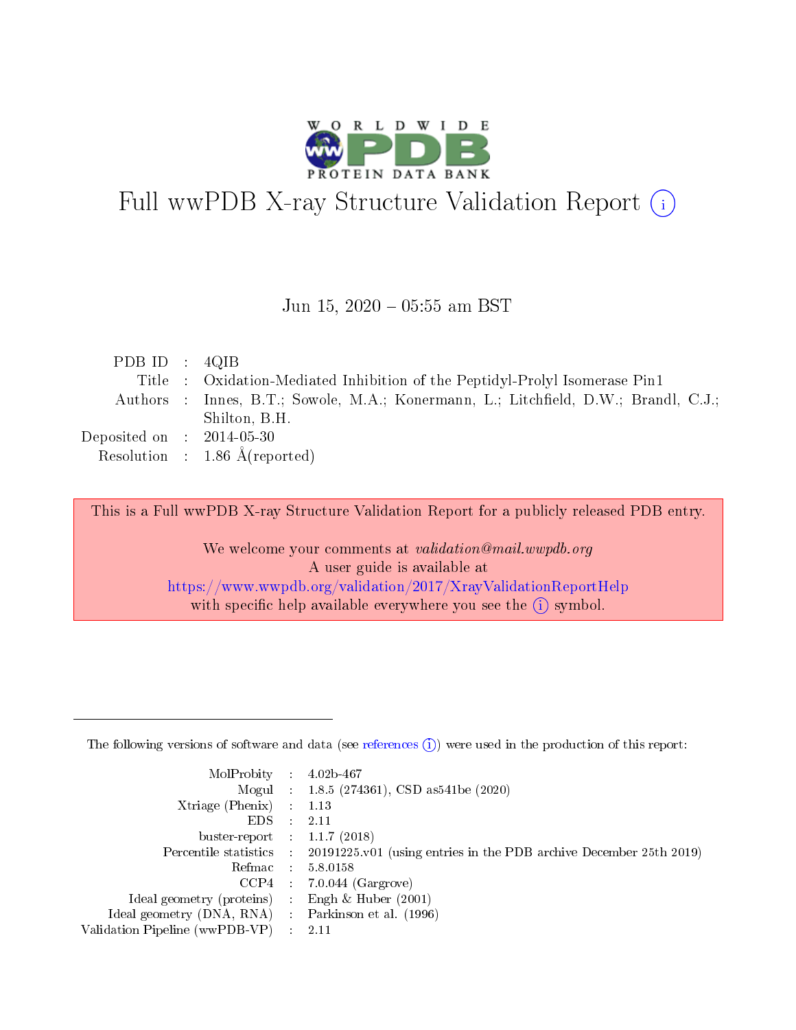# Full wwPDB X-ray Structure Validation Report (i)

Jun 15, 2020 – 05:55 am BST

| | | |
|---|---|---|
| PDB ID | : | 4QIB |
| Title | : | Oxidation-Mediated Inhibition of the Peptidyl-Prolyl Isomerase Pin1 |
| Authors | : | Innes, B.T.; Sowole, M.A.; Konermann, L.; Litchfield, D.W.; Brandl, C.J.; Shilton, B.H. |
| Deposited on | : | 2014-05-30 |
| Resolution | : | 1.86 Å(reported) |

This is a Full wwPDB X-ray Structure Validation Report for a publicly released PDB entry.

We welcome your comments at *validation@mail.wwpdb.org*
A user guide is available at
https://www.wwpdb.org/validation/2017/XrayValidationReportHelp
with specific help available everywhere you see the (i) symbol.

The following versions of software and data (see references (i)) were used in the production of this report:

| | | |
|---|---|---|
| MolProbity | : | 4.02b-467 |
| Mogul | : | 1.8.5 (274361), CSD as541be (2020) |
| Xtriage (Phenix) | : | 1.13 |
| EDS | : | 2.11 |
| buster-report | : | 1.1.7 (2018) |
| Percentile statistics | : | 20191225.v01 (using entries in the PDB archive December 25th 2019) |
| Refmac | : | 5.8.0158 |
| CCP4 | : | 7.0.044 (Gargrove) |
| Ideal geometry (proteins) | : | Engh & Huber (2001) |
| Ideal geometry (DNA, RNA) | : | Parkinson et al. (1996) |
| Validation Pipeline (wwPDB-VP) | : | 2.11 |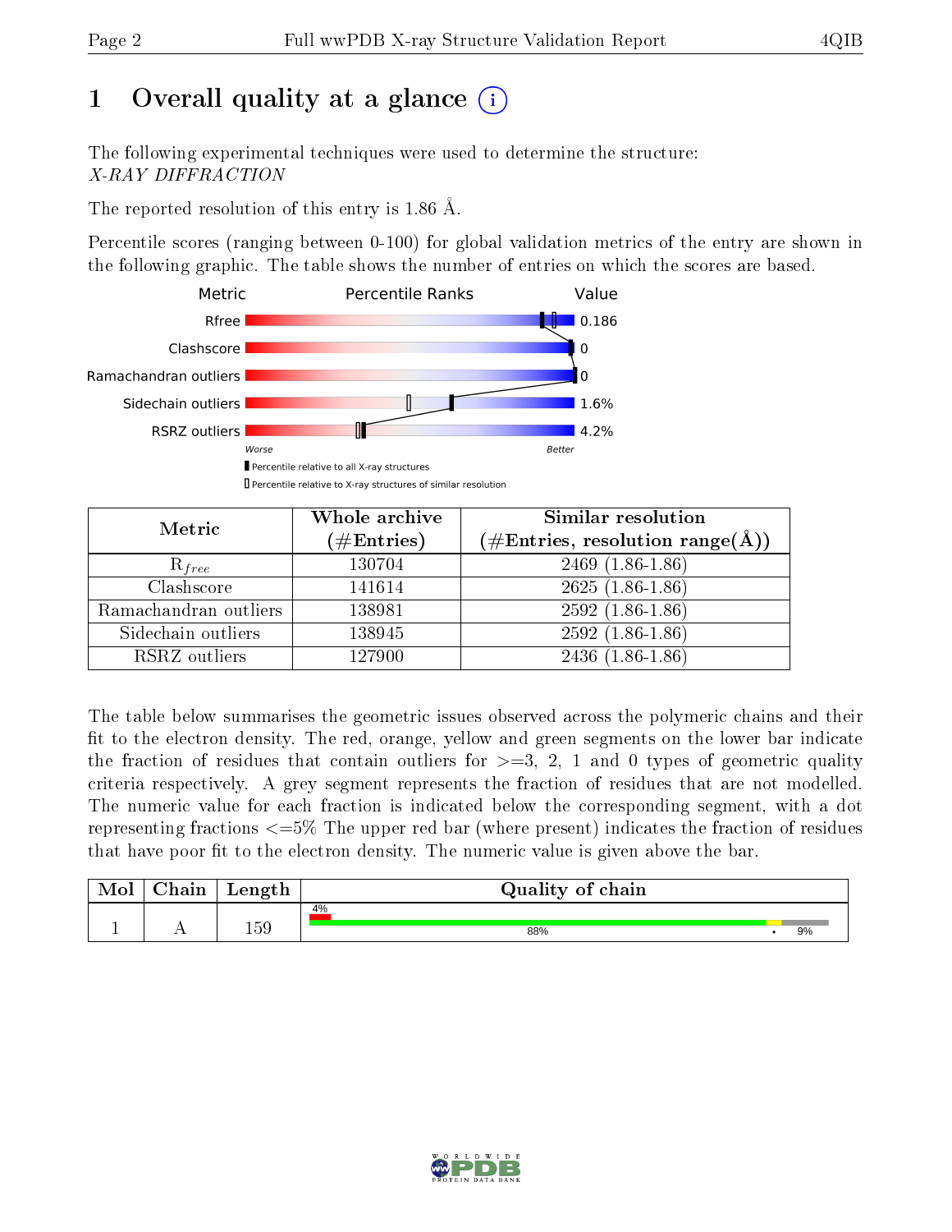# 1 Overall quality at a glance (i)

The following experimental techniques were used to determine the structure:
*X-RAY DIFFRACTION*

The reported resolution of this entry is 1.86 Å.

Percentile scores (ranging between 0-100) for global validation metrics of the entry are shown in the following graphic. The table shows the number of entries on which the scores are based.

| Metric | Value |
|---|---|
| Rfree | 0.186 |
| Clashscore | 0 |
| Ramachandran outliers | 0 |
| Sidechain outliers | 1.6% |
| RSRZ outliers | 4.2% |

Worse — Better

▮ Percentile relative to all X-ray structures
▯ Percentile relative to X-ray structures of similar resolution

| Metric | Whole archive (#Entries) | Similar resolution (#Entries, resolution range(Å)) |
|---|---|---|
| $R_{free}$ | 130704 | 2469 (1.86-1.86) |
| Clashscore | 141614 | 2625 (1.86-1.86) |
| Ramachandran outliers | 138981 | 2592 (1.86-1.86) |
| Sidechain outliers | 138945 | 2592 (1.86-1.86) |
| RSRZ outliers | 127900 | 2436 (1.86-1.86) |

The table below summarises the geometric issues observed across the polymeric chains and their fit to the electron density. The red, orange, yellow and green segments on the lower bar indicate the fraction of residues that contain outliers for >=3, 2, 1 and 0 types of geometric quality criteria respectively. A grey segment represents the fraction of residues that are not modelled. The numeric value for each fraction is indicated below the corresponding segment, with a dot representing fractions <=5% The upper red bar (where present) indicates the fraction of residues that have poor fit to the electron density. The numeric value is given above the bar.

| Mol | Chain | Length | Quality of chain |
|---|---|---|---|
| 1 | A | 159 | 4% (poor fit); 88% • 9% |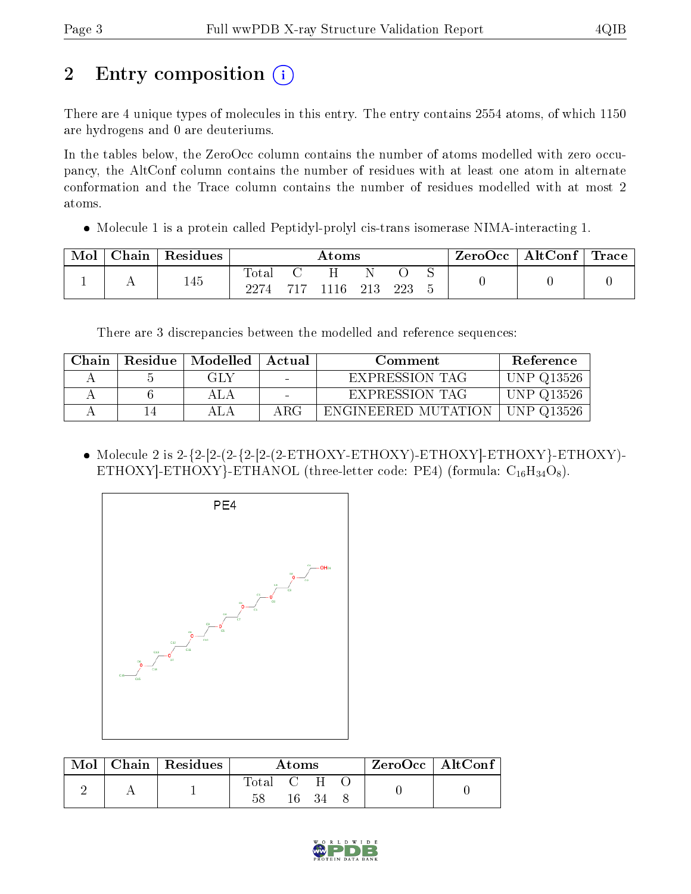# 2 Entry composition

There are 4 unique types of molecules in this entry. The entry contains 2554 atoms, of which 1150 are hydrogens and 0 are deuteriums.

In the tables below, the ZeroOcc column contains the number of atoms modelled with zero occupancy, the AltConf column contains the number of residues with at least one atom in alternate conformation and the Trace column contains the number of residues modelled with at most 2 atoms.

- Molecule 1 is a protein called Peptidyl-prolyl cis-trans isomerase NIMA-interacting 1.

| Mol | Chain | Residues | Atoms | | | | | | ZeroOcc | AltConf | Trace |
|---|---|---|---|---|---|---|---|---|---|---|---|
| | | | Total | C | H | N | O | S | | | |
| 1 | A | 145 | 2274 | 717 | 1116 | 213 | 223 | 5 | 0 | 0 | 0 |

There are 3 discrepancies between the modelled and reference sequences:

| Chain | Residue | Modelled | Actual | Comment | Reference |
|---|---|---|---|---|---|
| A | 5 | GLY | - | EXPRESSION TAG | UNP Q13526 |
| A | 6 | ALA | - | EXPRESSION TAG | UNP Q13526 |
| A | 14 | ALA | ARG | ENGINEERED MUTATION | UNP Q13526 |

- Molecule 2 is 2-{2-[2-(2-{2-[2-(2-ETHOXY-ETHOXY)-ETHOXY]-ETHOXY}-ETHOXY)-ETHOXY]-ETHOXY}-ETHANOL (three-letter code: PE4) (formula: $C_{16}H_{34}O_8$).

| Mol | Chain | Residues | Atoms | | | | ZeroOcc | AltConf |
|---|---|---|---|---|---|---|---|---|
| | | | Total | C | H | O | | |
| 2 | A | 1 | 58 | 16 | 34 | 8 | 0 | 0 |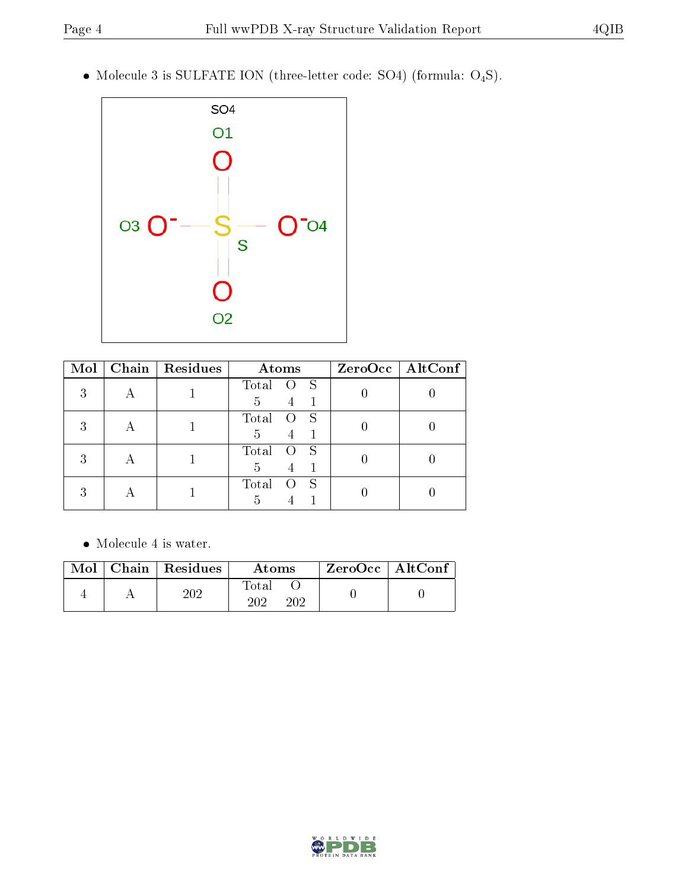- Molecule 3 is SULFATE ION (three-letter code: SO4) (formula: $O_4S$).

| Mol | Chain | Residues | Atoms | | | ZeroOcc | AltConf |
|---|---|---|---|---|---|---|---|
| | | | Total | O | S | | |
| 3 | A | 1 | 5 | 4 | 1 | 0 | 0 |
| 3 | A | 1 | 5 | 4 | 1 | 0 | 0 |
| 3 | A | 1 | 5 | 4 | 1 | 0 | 0 |
| 3 | A | 1 | 5 | 4 | 1 | 0 | 0 |

- Molecule 4 is water.

| Mol | Chain | Residues | Atoms | | ZeroOcc | AltConf |
|---|---|---|---|---|---|---|
| | | | Total | O | | |
| 4 | A | 202 | 202 | 202 | 0 | 0 |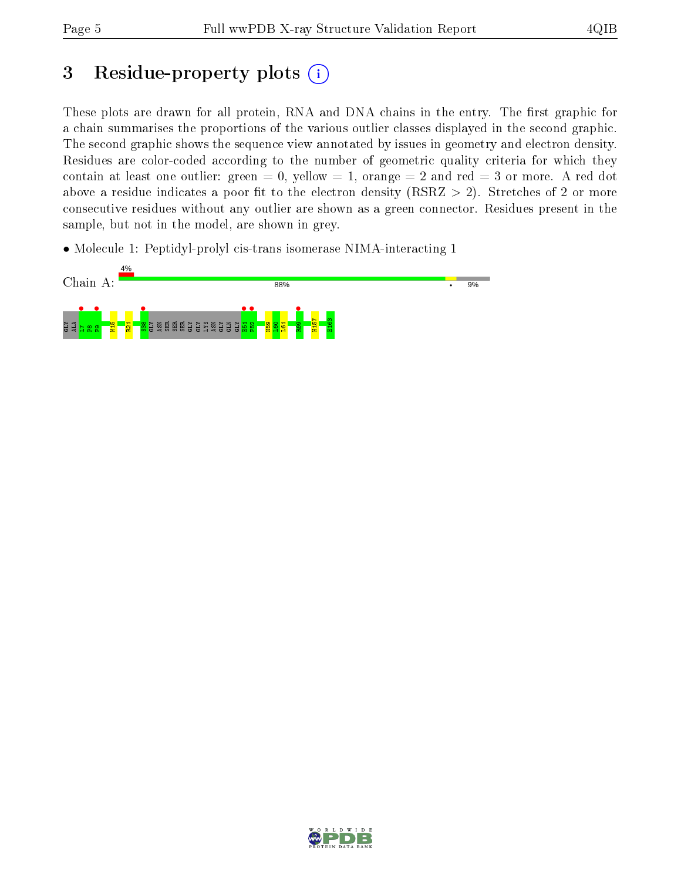# 3 Residue-property plots

These plots are drawn for all protein, RNA and DNA chains in the entry. The first graphic for a chain summarises the proportions of the various outlier classes displayed in the second graphic. The second graphic shows the sequence view annotated by issues in geometry and electron density. Residues are color-coded according to the number of geometric quality criteria for which they contain at least one outlier: green = 0, yellow = 1, orange = 2 and red = 3 or more. A red dot above a residue indicates a poor fit to the electron density (RSRZ > 2). Stretches of 2 or more consecutive residues without any outlier are shown as a green connector. Residues present in the sample, but not in the model, are shown in grey.

- Molecule 1: Peptidyl-prolyl cis-trans isomerase NIMA-interacting 1

Chain A: 4% 88% • 9%

GLY ALA L7 P8 P9 M15 R21 S38 GLY ASN SER SER SER GLY GLY LYS ASN GLY GLN GLY E51 P52 H59 L60 L61 R69 H157 E163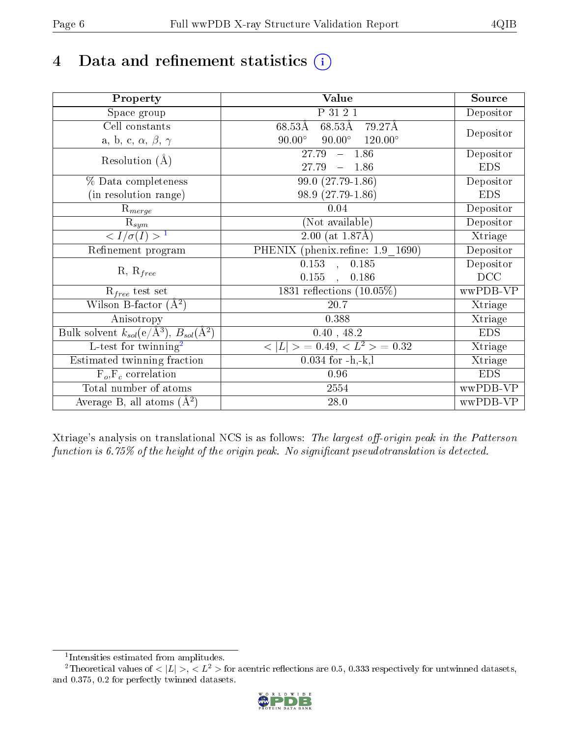# 4 Data and refinement statistics (i)

| Property | Value | Source |
|---|---|---|
| Space group | P 31 2 1 | Depositor |
| Cell constants<br>a, b, c, $\alpha$, $\beta$, $\gamma$ | 68.53Å 68.53Å 79.27Å<br>90.00° 90.00° 120.00° | Depositor |
| Resolution (Å) | 27.79 – 1.86<br>27.79 – 1.86 | Depositor<br>EDS |
| % Data completeness<br>(in resolution range) | 99.0 (27.79-1.86)<br>98.9 (27.79-1.86) | Depositor<br>EDS |
| $R_{merge}$ | 0.04 | Depositor |
| $R_{sym}$ | (Not available) | Depositor |
| $< I/\sigma(I) >$ [1] | 2.00 (at 1.87Å) | Xtriage |
| Refinement program | PHENIX (phenix.refine: 1.9_1690) | Depositor |
| R, $R_{free}$ | 0.153 , 0.185<br>0.155 , 0.186 | Depositor<br>DCC |
| $R_{free}$ test set | 1831 reflections (10.05%) | wwPDB-VP |
| Wilson B-factor (Å$^2$) | 20.7 | Xtriage |
| Anisotropy | 0.388 | Xtriage |
| Bulk solvent $k_{sol}$(e/Å$^3$), $B_{sol}$(Å$^2$) | 0.40 , 48.2 | EDS |
| L-test for twinning[2] | $< \|L\| >$ = 0.49, $< L^2 >$ = 0.32 | Xtriage |
| Estimated twinning fraction | 0.034 for -h,-k,l | Xtriage |
| $F_o$,$F_c$ correlation | 0.96 | EDS |
| Total number of atoms | 2554 | wwPDB-VP |
| Average B, all atoms (Å$^2$) | 28.0 | wwPDB-VP |

Xtriage's analysis on translational NCS is as follows: *The largest off-origin peak in the Patterson function is 6.75% of the height of the origin peak. No significant pseudotranslation is detected.*

[1] Intensities estimated from amplitudes.

[2] Theoretical values of $< |L| >$, $< L^2 >$ for acentric reflections are 0.5, 0.333 respectively for untwinned datasets, and 0.375, 0.2 for perfectly twinned datasets.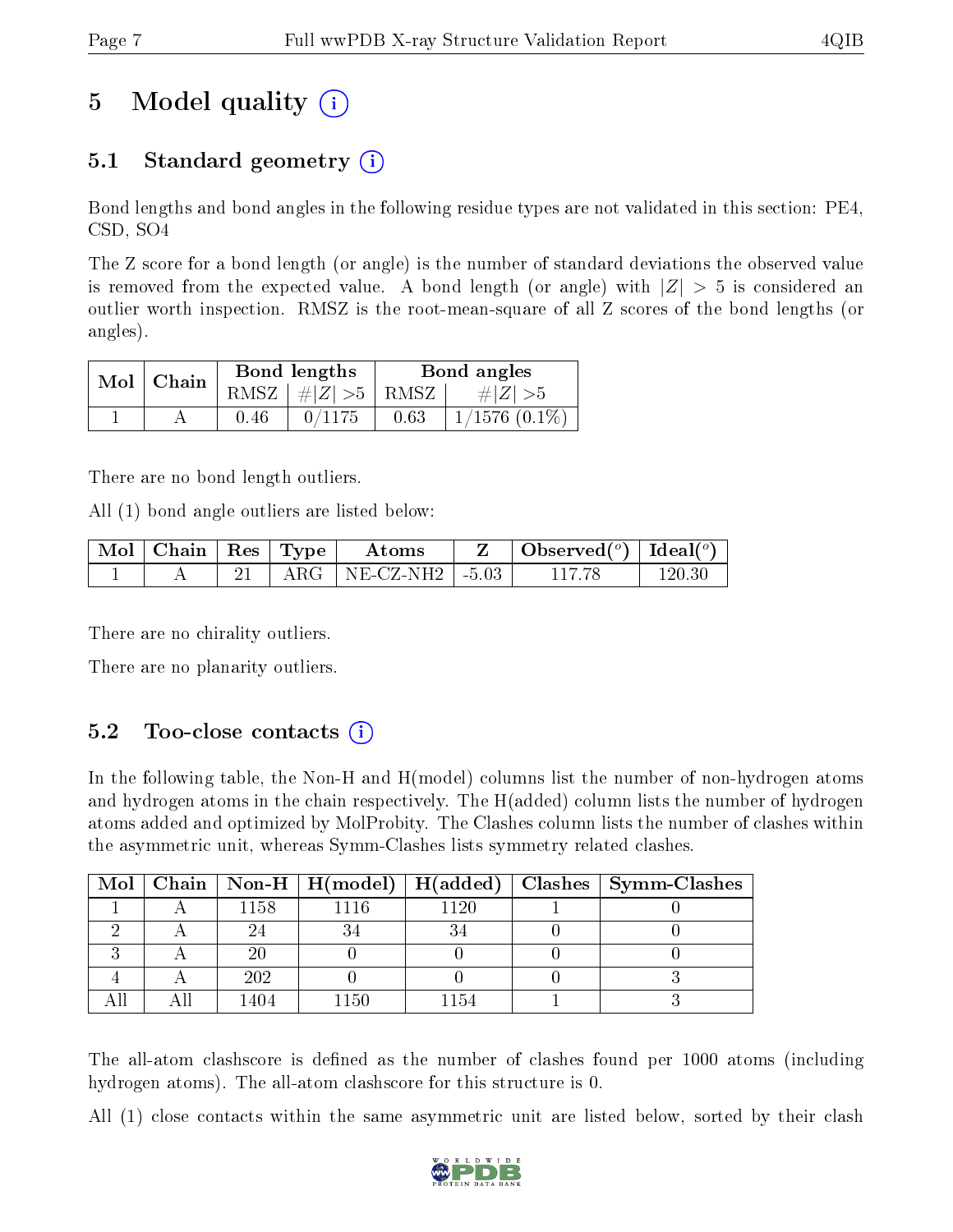# 5 Model quality

## 5.1 Standard geometry

Bond lengths and bond angles in the following residue types are not validated in this section: PE4, CSD, SO4

The Z score for a bond length (or angle) is the number of standard deviations the observed value is removed from the expected value. A bond length (or angle) with $|Z| > 5$ is considered an outlier worth inspection. RMSZ is the root-mean-square of all Z scores of the bond lengths (or angles).

| Mol | Chain | Bond lengths | | Bond angles | |
|---|---|---|---|---|---|
| | | RMSZ | #$|Z|$ >5 | RMSZ | #$|Z|$ >5 |
| 1 | A | 0.46 | 0/1175 | 0.63 | 1/1576 (0.1%) |

There are no bond length outliers.

All (1) bond angle outliers are listed below:

| Mol | Chain | Res | Type | Atoms | Z | Observed(°) | Ideal(°) |
|---|---|---|---|---|---|---|---|
| 1 | A | 21 | ARG | NE-CZ-NH2 | -5.03 | 117.78 | 120.30 |

There are no chirality outliers.

There are no planarity outliers.

## 5.2 Too-close contacts

In the following table, the Non-H and H(model) columns list the number of non-hydrogen atoms and hydrogen atoms in the chain respectively. The H(added) column lists the number of hydrogen atoms added and optimized by MolProbity. The Clashes column lists the number of clashes within the asymmetric unit, whereas Symm-Clashes lists symmetry related clashes.

| Mol | Chain | Non-H | H(model) | H(added) | Clashes | Symm-Clashes |
|---|---|---|---|---|---|---|
| 1 | A | 1158 | 1116 | 1120 | 1 | 0 |
| 2 | A | 24 | 34 | 34 | 0 | 0 |
| 3 | A | 20 | 0 | 0 | 0 | 0 |
| 4 | A | 202 | 0 | 0 | 0 | 3 |
| All | All | 1404 | 1150 | 1154 | 1 | 3 |

The all-atom clashscore is defined as the number of clashes found per 1000 atoms (including hydrogen atoms). The all-atom clashscore for this structure is 0.

All (1) close contacts within the same asymmetric unit are listed below, sorted by their clash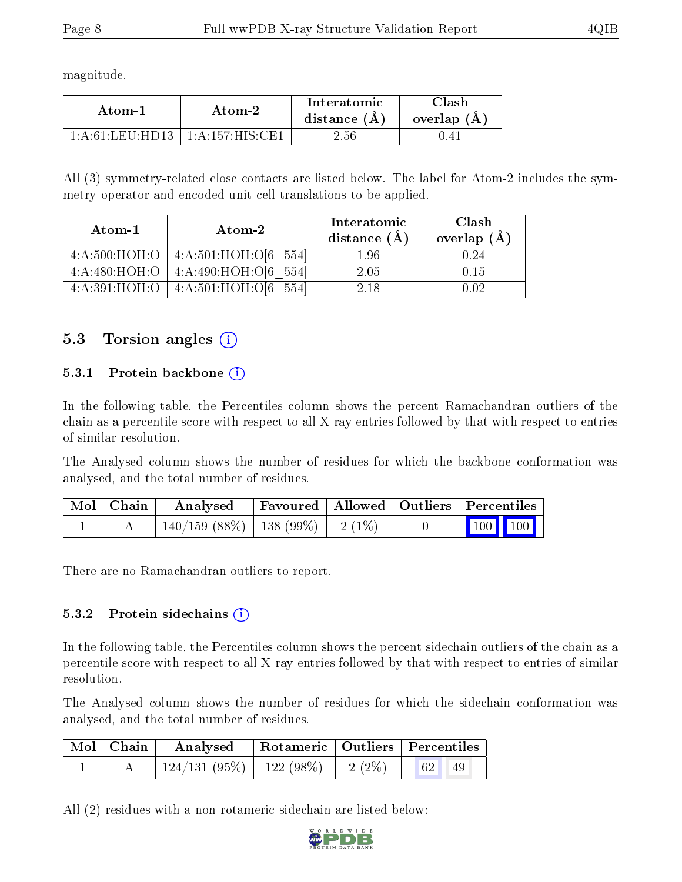magnitude.

| Atom-1 | Atom-2 | Interatomic distance (Å) | Clash overlap (Å) |
|---|---|---|---|
| 1:A:61:LEU:HD13 | 1:A:157:HIS:CE1 | 2.56 | 0.41 |

All (3) symmetry-related close contacts are listed below. The label for Atom-2 includes the symmetry operator and encoded unit-cell translations to be applied.

| Atom-1 | Atom-2 | Interatomic distance (Å) | Clash overlap (Å) |
|---|---|---|---|
| 4:A:500:HOH:O | 4:A:501:HOH:O[6_554] | 1.96 | 0.24 |
| 4:A:480:HOH:O | 4:A:490:HOH:O[6_554] | 2.05 | 0.15 |
| 4:A:391:HOH:O | 4:A:501:HOH:O[6_554] | 2.18 | 0.02 |

## 5.3 Torsion angles

### 5.3.1 Protein backbone

In the following table, the Percentiles column shows the percent Ramachandran outliers of the chain as a percentile score with respect to all X-ray entries followed by that with respect to entries of similar resolution.

The Analysed column shows the number of residues for which the backbone conformation was analysed, and the total number of residues.

| Mol | Chain | Analysed | Favoured | Allowed | Outliers | Percentiles | |
|---|---|---|---|---|---|---|---|
| 1 | A | 140/159 (88%) | 138 (99%) | 2 (1%) | 0 | 100 | 100 |

There are no Ramachandran outliers to report.

### 5.3.2 Protein sidechains

In the following table, the Percentiles column shows the percent sidechain outliers of the chain as a percentile score with respect to all X-ray entries followed by that with respect to entries of similar resolution.

The Analysed column shows the number of residues for which the sidechain conformation was analysed, and the total number of residues.

| Mol | Chain | Analysed | Rotameric | Outliers | Percentiles | |
|---|---|---|---|---|---|---|
| 1 | A | 124/131 (95%) | 122 (98%) | 2 (2%) | 62 | 49 |

All (2) residues with a non-rotameric sidechain are listed below: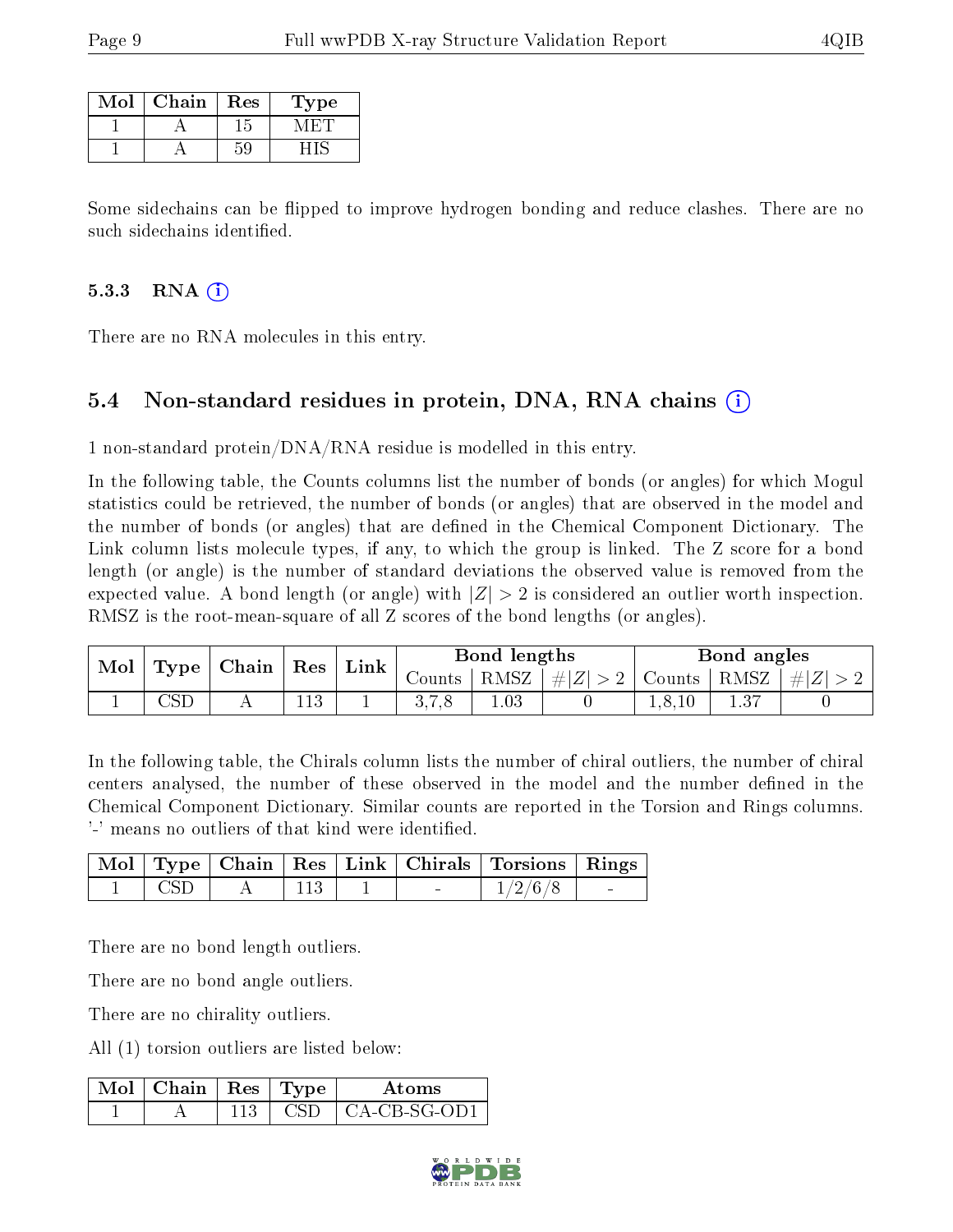| Mol | Chain | Res | Type |
|---|---|---|---|
| 1 | A | 15 | MET |
| 1 | A | 59 | HIS |

Some sidechains can be flipped to improve hydrogen bonding and reduce clashes. There are no such sidechains identified.

### 5.3.3 RNA (i)

There are no RNA molecules in this entry.

## 5.4 Non-standard residues in protein, DNA, RNA chains (i)

1 non-standard protein/DNA/RNA residue is modelled in this entry.

In the following table, the Counts columns list the number of bonds (or angles) for which Mogul statistics could be retrieved, the number of bonds (or angles) that are observed in the model and the number of bonds (or angles) that are defined in the Chemical Component Dictionary. The Link column lists molecule types, if any, to which the group is linked. The Z score for a bond length (or angle) is the number of standard deviations the observed value is removed from the expected value. A bond length (or angle) with $|Z| > 2$ is considered an outlier worth inspection. RMSZ is the root-mean-square of all Z scores of the bond lengths (or angles).

| Mol | Type | Chain | Res | Link | Bond lengths | | | Bond angles | | |
|---|---|---|---|---|---|---|---|---|---|---|
| | | | | | Counts | RMSZ | $\#\|Z\| > 2$ | Counts | RMSZ | $\#\|Z\| > 2$ |
| 1 | CSD | A | 113 | 1 | 3,7,8 | 1.03 | 0 | 1,8,10 | 1.37 | 0 |

In the following table, the Chirals column lists the number of chiral outliers, the number of chiral centers analysed, the number of these observed in the model and the number defined in the Chemical Component Dictionary. Similar counts are reported in the Torsion and Rings columns. '-' means no outliers of that kind were identified.

| Mol | Type | Chain | Res | Link | Chirals | Torsions | Rings |
|---|---|---|---|---|---|---|---|
| 1 | CSD | A | 113 | 1 | - | 1/2/6/8 | - |

There are no bond length outliers.

There are no bond angle outliers.

There are no chirality outliers.

All (1) torsion outliers are listed below:

| Mol | Chain | Res | Type | Atoms |
|---|---|---|---|---|
| 1 | A | 113 | CSD | CA-CB-SG-OD1 |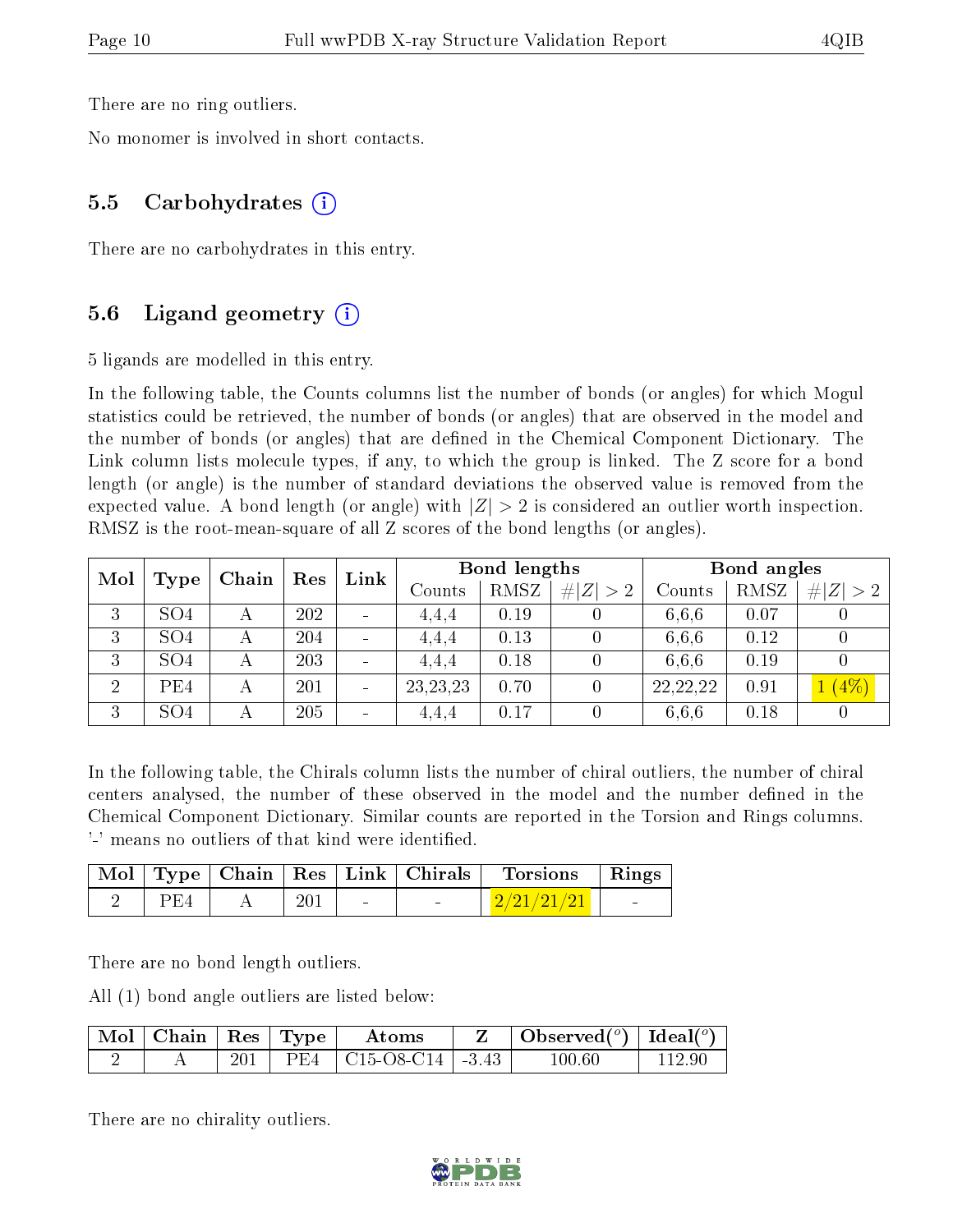There are no ring outliers.

No monomer is involved in short contacts.

## 5.5 Carbohydrates

There are no carbohydrates in this entry.

## 5.6 Ligand geometry

5 ligands are modelled in this entry.

In the following table, the Counts columns list the number of bonds (or angles) for which Mogul statistics could be retrieved, the number of bonds (or angles) that are observed in the model and the number of bonds (or angles) that are defined in the Chemical Component Dictionary. The Link column lists molecule types, if any, to which the group is linked. The Z score for a bond length (or angle) is the number of standard deviations the observed value is removed from the expected value. A bond length (or angle) with $|Z| > 2$ is considered an outlier worth inspection. RMSZ is the root-mean-square of all Z scores of the bond lengths (or angles).

| Mol | Type | Chain | Res | Link | Bond lengths | | | Bond angles | | |
|---|---|---|---|---|---|---|---|---|---|---|
| | | | | | Counts | RMSZ | $\#\|Z\| > 2$ | Counts | RMSZ | $\#\|Z\| > 2$ |
| 3 | SO4 | A | 202 | - | 4,4,4 | 0.19 | 0 | 6,6,6 | 0.07 | 0 |
| 3 | SO4 | A | 204 | - | 4,4,4 | 0.13 | 0 | 6,6,6 | 0.12 | 0 |
| 3 | SO4 | A | 203 | - | 4,4,4 | 0.18 | 0 | 6,6,6 | 0.19 | 0 |
| 2 | PE4 | A | 201 | - | 23,23,23 | 0.70 | 0 | 22,22,22 | 0.91 | 1 (4%) |
| 3 | SO4 | A | 205 | - | 4,4,4 | 0.17 | 0 | 6,6,6 | 0.18 | 0 |

In the following table, the Chirals column lists the number of chiral outliers, the number of chiral centers analysed, the number of these observed in the model and the number defined in the Chemical Component Dictionary. Similar counts are reported in the Torsion and Rings columns. '-' means no outliers of that kind were identified.

| Mol | Type | Chain | Res | Link | Chirals | Torsions | Rings |
|---|---|---|---|---|---|---|---|
| 2 | PE4 | A | 201 | - | - | 2/21/21/21 | - |

There are no bond length outliers.

All (1) bond angle outliers are listed below:

| Mol | Chain | Res | Type | Atoms | Z | Observed($^o$) | Ideal($^o$) |
|---|---|---|---|---|---|---|---|
| 2 | A | 201 | PE4 | C15-O8-C14 | -3.43 | 100.60 | 112.90 |

There are no chirality outliers.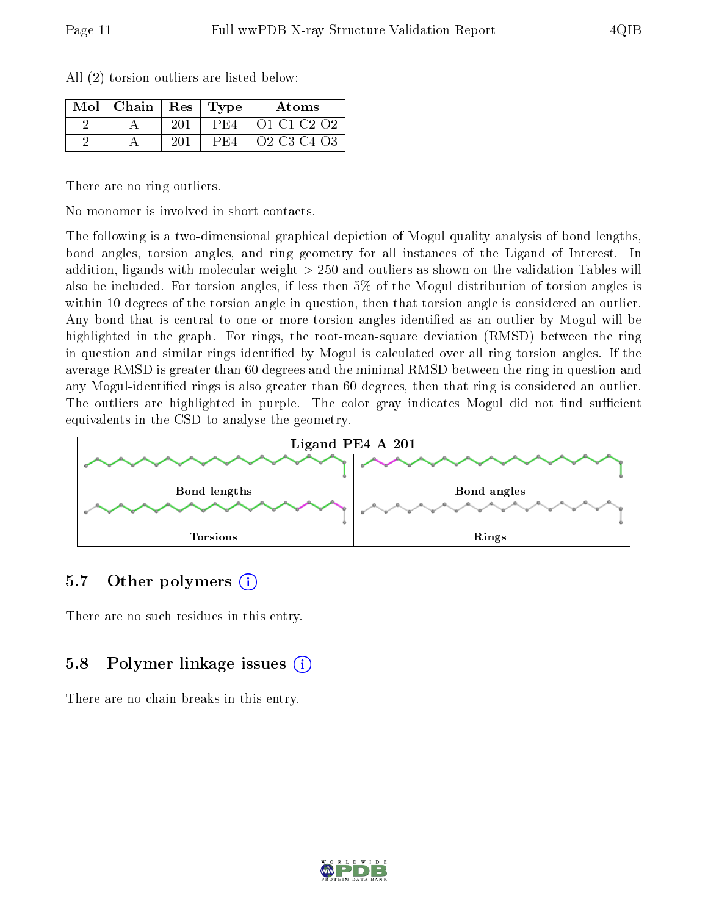All (2) torsion outliers are listed below:

| Mol | Chain | Res | Type | Atoms |
|---|---|---|---|---|
| 2 | A | 201 | PE4 | O1-C1-C2-O2 |
| 2 | A | 201 | PE4 | O2-C3-C4-O3 |

There are no ring outliers.

No monomer is involved in short contacts.

The following is a two-dimensional graphical depiction of Mogul quality analysis of bond lengths, bond angles, torsion angles, and ring geometry for all instances of the Ligand of Interest. In addition, ligands with molecular weight > 250 and outliers as shown on the validation Tables will also be included. For torsion angles, if less then 5% of the Mogul distribution of torsion angles is within 10 degrees of the torsion angle in question, then that torsion angle is considered an outlier. Any bond that is central to one or more torsion angles identified as an outlier by Mogul will be highlighted in the graph. For rings, the root-mean-square deviation (RMSD) between the ring in question and similar rings identified by Mogul is calculated over all ring torsion angles. If the average RMSD is greater than 60 degrees and the minimal RMSD between the ring in question and any Mogul-identified rings is also greater than 60 degrees, then that ring is considered an outlier. The outliers are highlighted in purple. The color gray indicates Mogul did not find sufficient equivalents in the CSD to analyse the geometry.

Ligand PE4 A 201

Bond lengths

Bond angles

Torsions

Rings

## 5.7 Other polymers

There are no such residues in this entry.

## 5.8 Polymer linkage issues

There are no chain breaks in this entry.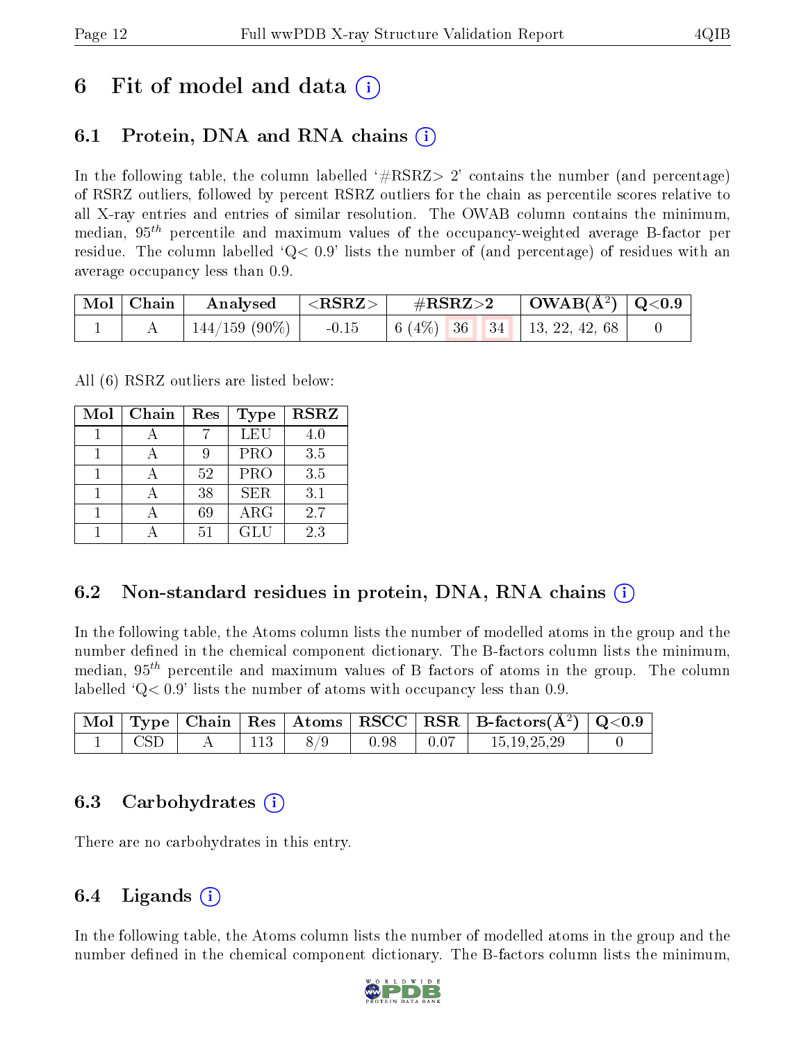# 6 Fit of model and data (i)

## 6.1 Protein, DNA and RNA chains (i)

In the following table, the column labelled '#RSRZ> 2' contains the number (and percentage) of RSRZ outliers, followed by percent RSRZ outliers for the chain as percentile scores relative to all X-ray entries and entries of similar resolution. The OWAB column contains the minimum, median, $95^{th}$ percentile and maximum values of the occupancy-weighted average B-factor per residue. The column labelled 'Q< 0.9' lists the number of (and percentage) of residues with an average occupancy less than 0.9.

| Mol | Chain | Analysed | <RSRZ> | #RSRZ>2 | | | OWAB(Å$^2$) | Q<0.9 |
|---|---|---|---|---|---|---|---|---|
| 1 | A | 144/159 (90%) | -0.15 | 6 (4%) | 36 | 34 | 13, 22, 42, 68 | 0 |

All (6) RSRZ outliers are listed below:

| Mol | Chain | Res | Type | RSRZ |
|---|---|---|---|---|
| 1 | A | 7 | LEU | 4.0 |
| 1 | A | 9 | PRO | 3.5 |
| 1 | A | 52 | PRO | 3.5 |
| 1 | A | 38 | SER | 3.1 |
| 1 | A | 69 | ARG | 2.7 |
| 1 | A | 51 | GLU | 2.3 |

## 6.2 Non-standard residues in protein, DNA, RNA chains (i)

In the following table, the Atoms column lists the number of modelled atoms in the group and the number defined in the chemical component dictionary. The B-factors column lists the minimum, median, $95^{th}$ percentile and maximum values of B factors of atoms in the group. The column labelled 'Q< 0.9' lists the number of atoms with occupancy less than 0.9.

| Mol | Type | Chain | Res | Atoms | RSCC | RSR | B-factors(Å$^2$) | Q<0.9 |
|---|---|---|---|---|---|---|---|---|
| 1 | CSD | A | 113 | 8/9 | 0.98 | 0.07 | 15,19,25,29 | 0 |

## 6.3 Carbohydrates (i)

There are no carbohydrates in this entry.

## 6.4 Ligands (i)

In the following table, the Atoms column lists the number of modelled atoms in the group and the number defined in the chemical component dictionary. The B-factors column lists the minimum,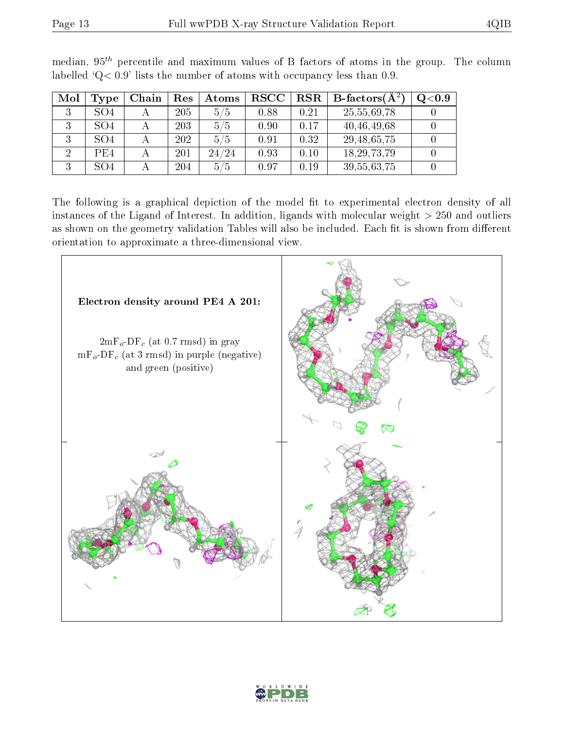median, $95^{th}$ percentile and maximum values of B factors of atoms in the group. The column labelled 'Q< 0.9' lists the number of atoms with occupancy less than 0.9.

| Mol | Type | Chain | Res | Atoms | RSCC | RSR | B-factors($Å^2$) | Q<0.9 |
|---|---|---|---|---|---|---|---|---|
| 3 | SO4 | A | 205 | 5/5 | 0.88 | 0.21 | 25,55,69,78 | 0 |
| 3 | SO4 | A | 203 | 5/5 | 0.90 | 0.17 | 40,46,49,68 | 0 |
| 3 | SO4 | A | 202 | 5/5 | 0.91 | 0.32 | 29,48,65,75 | 0 |
| 2 | PE4 | A | 201 | 24/24 | 0.93 | 0.10 | 18,29,73,79 | 0 |
| 3 | SO4 | A | 204 | 5/5 | 0.97 | 0.19 | 39,55,63,75 | 0 |

The following is a graphical depiction of the model fit to experimental electron density of all instances of the Ligand of Interest. In addition, ligands with molecular weight > 250 and outliers as shown on the geometry validation Tables will also be included. Each fit is shown from different orientation to approximate a three-dimensional view.

**Electron density around PE4 A 201:**

$2mF_o$-$DF_c$ (at 0.7 rmsd) in gray
$mF_o$-$DF_c$ (at 3 rmsd) in purple (negative) and green (positive)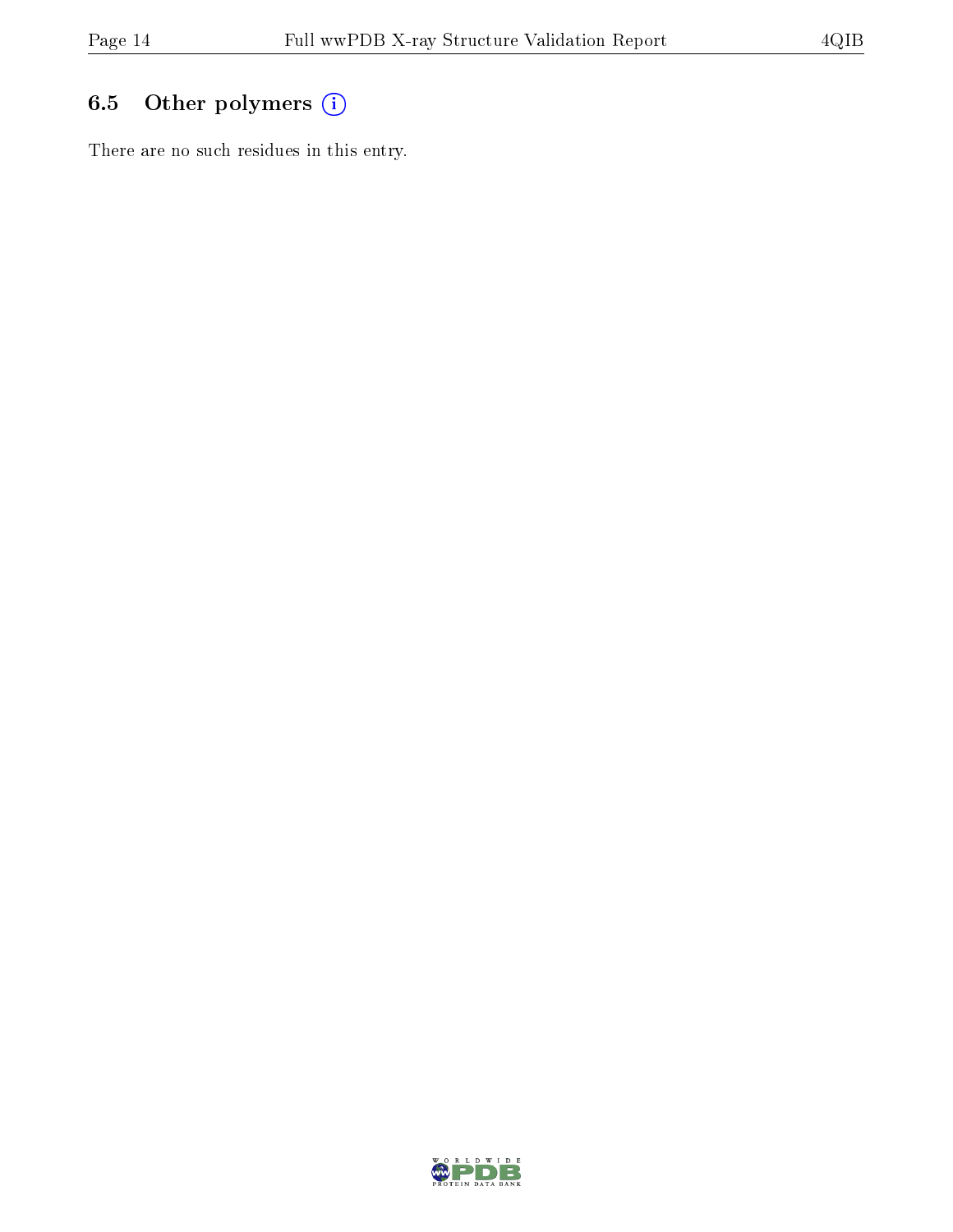### 6.5 Other polymers

There are no such residues in this entry.